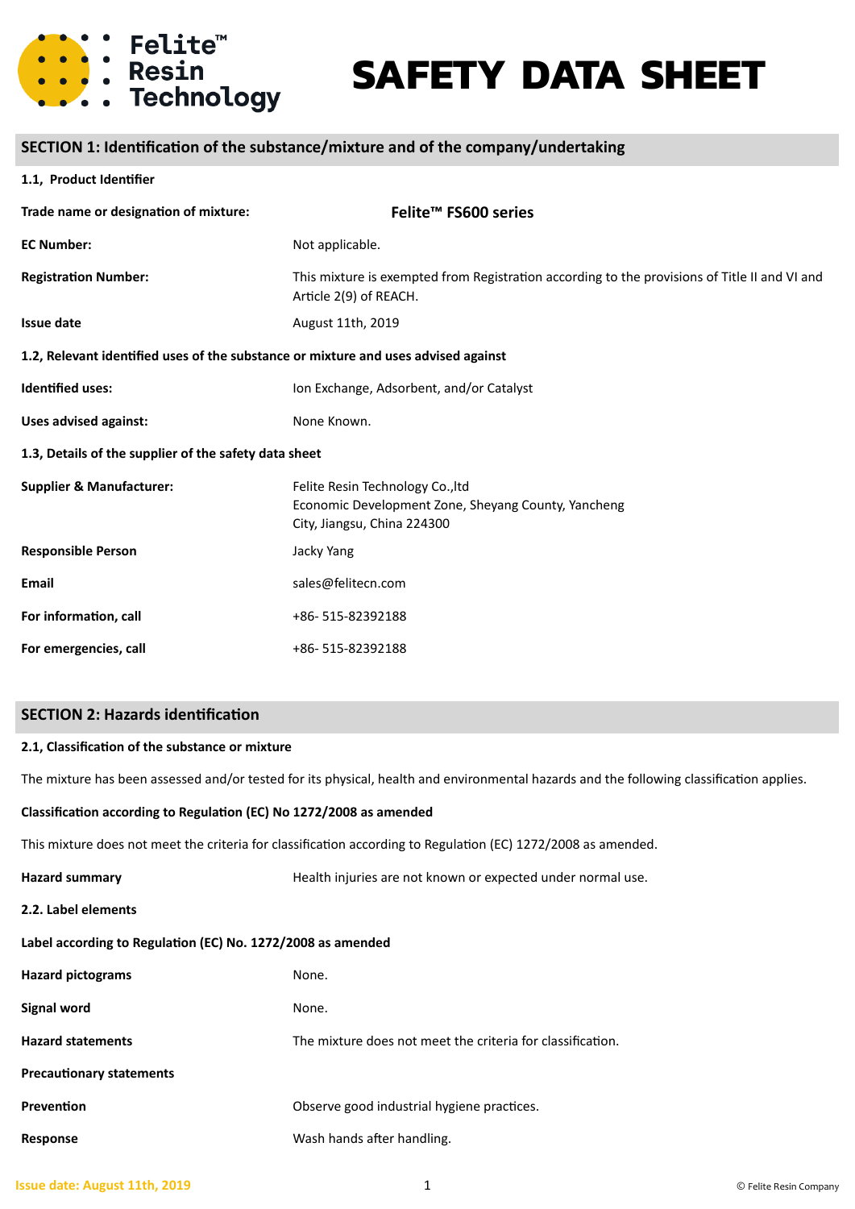Felite™ Resin Technology

# SAFETY DATA SHEET

## SECTION 1: Identification of the substance/mixture and of the company/undertaking

### 1.1, Product Identifier

| | |
|---|---|
| **Trade name or designation of mixture:** | **Felite™ FS600 series** |
| **EC Number:** | Not applicable. |
| **Registration Number:** | This mixture is exempted from Registration according to the provisions of Title II and VI and Article 2(9) of REACH. |
| **Issue date** | August 11th, 2019 |

### 1.2, Relevant identified uses of the substance or mixture and uses advised against

| | |
|---|---|
| **Identified uses:** | Ion Exchange, Adsorbent, and/or Catalyst |
| **Uses advised against:** | None Known. |

### 1.3, Details of the supplier of the safety data sheet

| | |
|---|---|
| **Supplier & Manufacturer:** | Felite Resin Technology Co.,ltd<br>Economic Development Zone, Sheyang County, Yancheng City, Jiangsu, China 224300 |
| **Responsible Person** | Jacky Yang |
| **Email** | sales@felitecn.com |
| **For information, call** | +86- 515-82392188 |
| **For emergencies, call** | +86- 515-82392188 |

## SECTION 2: Hazards identification

### 2.1, Classification of the substance or mixture

The mixture has been assessed and/or tested for its physical, health and environmental hazards and the following classification applies.

**Classification according to Regulation (EC) No 1272/2008 as amended**

This mixture does not meet the criteria for classification according to Regulation (EC) 1272/2008 as amended.

| | |
|---|---|
| **Hazard summary** | Health injuries are not known or expected under normal use. |

### 2.2. Label elements

**Label according to Regulation (EC) No. 1272/2008 as amended**

| | |
|---|---|
| **Hazard pictograms** | None. |
| **Signal word** | None. |
| **Hazard statements** | The mixture does not meet the criteria for classification. |
| **Precautionary statements** | |
| **Prevention** | Observe good industrial hygiene practices. |
| **Response** | Wash hands after handling. |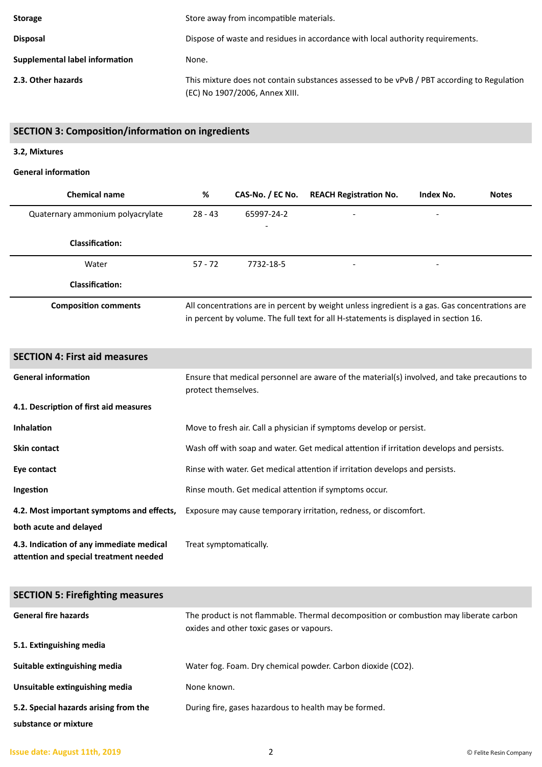**Storage** Store away from incompatible materials.

**Disposal** Dispose of waste and residues in accordance with local authority requirements.

**Supplemental label information** None.

**2.3. Other hazards** This mixture does not contain substances assessed to be vPvB / PBT according to Regulation (EC) No 1907/2006, Annex XIII.

## SECTION 3: Composition/information on ingredients

**3.2, Mixtures**

**General information**

| Chemical name | % | CAS-No. / EC No. | REACH Registration No. | Index No. | Notes |
|---|---|---|---|---|---|
| Quaternary ammonium polyacrylate | 28 - 43 | 65997-24-2<br>- | - | - | |
| **Classification:** | | | | | |
| Water | 57 - 72 | 7732-18-5 | - | - | |
| **Classification:** | | | | | |

**Composition comments** All concentrations are in percent by weight unless ingredient is a gas. Gas concentrations are in percent by volume. The full text for all H-statements is displayed in section 16.

## SECTION 4: First aid measures

**General information** Ensure that medical personnel are aware of the material(s) involved, and take precautions to protect themselves.

**4.1. Description of first aid measures**

**Inhalation** Move to fresh air. Call a physician if symptoms develop or persist.

**Skin contact** Wash off with soap and water. Get medical attention if irritation develops and persists.

**Eye contact** Rinse with water. Get medical attention if irritation develops and persists.

**Ingestion** Rinse mouth. Get medical attention if symptoms occur.

**4.2. Most important symptoms and effects, both acute and delayed** Exposure may cause temporary irritation, redness, or discomfort.

**4.3. Indication of any immediate medical attention and special treatment needed** Treat symptomatically.

## SECTION 5: Firefighting measures

**General fire hazards** The product is not flammable. Thermal decomposition or combustion may liberate carbon oxides and other toxic gases or vapours.

**5.1. Extinguishing media**

**Suitable extinguishing media** Water fog. Foam. Dry chemical powder. Carbon dioxide ($CO_2$).

**Unsuitable extinguishing media** None known.

**5.2. Special hazards arising from the substance or mixture** During fire, gases hazardous to health may be formed.

Issue date: August 11th, 2019

© Felite Resin Company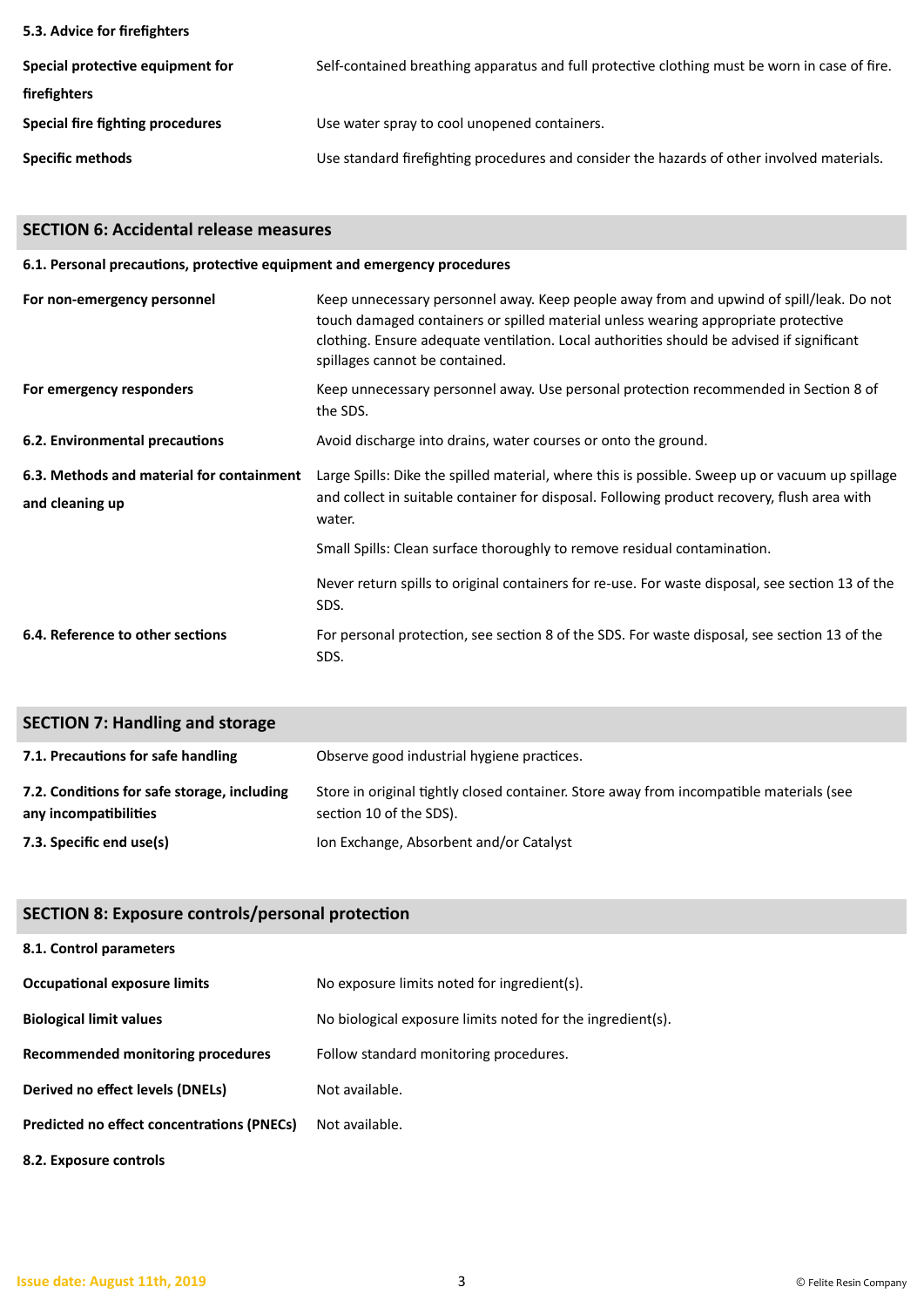### 5.3. Advice for firefighters

| | |
|---|---|
| **Special protective equipment for firefighters** | Self-contained breathing apparatus and full protective clothing must be worn in case of fire. |
| **Special fire fighting procedures** | Use water spray to cool unopened containers. |
| **Specific methods** | Use standard firefighting procedures and consider the hazards of other involved materials. |

## SECTION 6: Accidental release measures

### 6.1. Personal precautions, protective equipment and emergency procedures

| | |
|---|---|
| **For non-emergency personnel** | Keep unnecessary personnel away. Keep people away from and upwind of spill/leak. Do not touch damaged containers or spilled material unless wearing appropriate protective clothing. Ensure adequate ventilation. Local authorities should be advised if significant spillages cannot be contained. |
| **For emergency responders** | Keep unnecessary personnel away. Use personal protection recommended in Section 8 of the SDS. |
| **6.2. Environmental precautions** | Avoid discharge into drains, water courses or onto the ground. |
| **6.3. Methods and material for containment and cleaning up** | Large Spills: Dike the spilled material, where this is possible. Sweep up or vacuum up spillage and collect in suitable container for disposal. Following product recovery, flush area with water.<br><br>Small Spills: Clean surface thoroughly to remove residual contamination.<br><br>Never return spills to original containers for re-use. For waste disposal, see section 13 of the SDS. |
| **6.4. Reference to other sections** | For personal protection, see section 8 of the SDS. For waste disposal, see section 13 of the SDS. |

## SECTION 7: Handling and storage

| | |
|---|---|
| **7.1. Precautions for safe handling** | Observe good industrial hygiene practices. |
| **7.2. Conditions for safe storage, including any incompatibilities** | Store in original tightly closed container. Store away from incompatible materials (see section 10 of the SDS). |
| **7.3. Specific end use(s)** | Ion Exchange, Absorbent and/or Catalyst |

## SECTION 8: Exposure controls/personal protection

### 8.1. Control parameters

| | |
|---|---|
| **Occupational exposure limits** | No exposure limits noted for ingredient(s). |
| **Biological limit values** | No biological exposure limits noted for the ingredient(s). |
| **Recommended monitoring procedures** | Follow standard monitoring procedures. |
| **Derived no effect levels (DNELs)** | Not available. |
| **Predicted no effect concentrations (PNECs)** | Not available. |

### 8.2. Exposure controls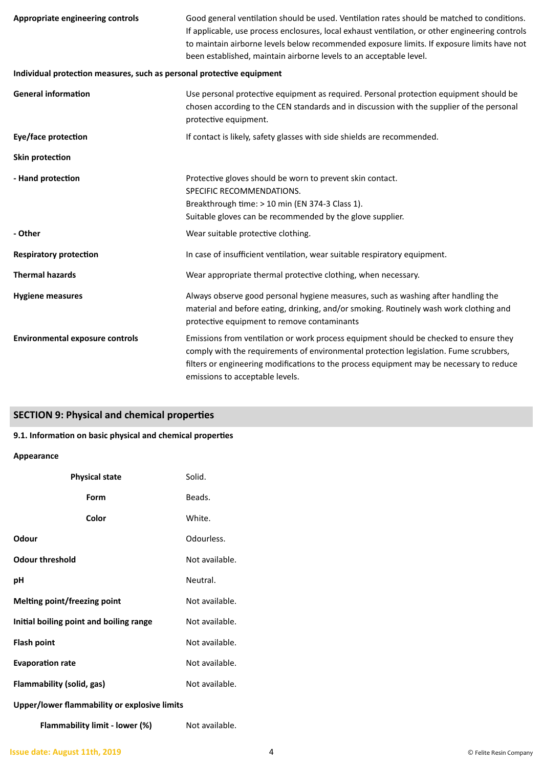**Appropriate engineering controls**

Good general ventilation should be used. Ventilation rates should be matched to conditions. If applicable, use process enclosures, local exhaust ventilation, or other engineering controls to maintain airborne levels below recommended exposure limits. If exposure limits have not been established, maintain airborne levels to an acceptable level.

**Individual protection measures, such as personal protective equipment**

| | |
|---|---|
| **General information** | Use personal protective equipment as required. Personal protection equipment should be chosen according to the CEN standards and in discussion with the supplier of the personal protective equipment. |
| **Eye/face protection** | If contact is likely, safety glasses with side shields are recommended. |
| **Skin protection** | |
| **- Hand protection** | Protective gloves should be worn to prevent skin contact.<br>SPECIFIC RECOMMENDATIONS.<br>Breakthrough time: > 10 min (EN 374-3 Class 1).<br>Suitable gloves can be recommended by the glove supplier. |
| **- Other** | Wear suitable protective clothing. |
| **Respiratory protection** | In case of insufficient ventilation, wear suitable respiratory equipment. |
| **Thermal hazards** | Wear appropriate thermal protective clothing, when necessary. |
| **Hygiene measures** | Always observe good personal hygiene measures, such as washing after handling the material and before eating, drinking, and/or smoking. Routinely wash work clothing and protective equipment to remove contaminants |
| **Environmental exposure controls** | Emissions from ventilation or work process equipment should be checked to ensure they comply with the requirements of environmental protection legislation. Fume scrubbers, filters or engineering modifications to the process equipment may be necessary to reduce emissions to acceptable levels. |

## SECTION 9: Physical and chemical properties

**9.1. Information on basic physical and chemical properties**

**Appearance**

| | |
|---|---|
| **Physical state** | Solid. |
| **Form** | Beads. |
| **Color** | White. |
| **Odour** | Odourless. |
| **Odour threshold** | Not available. |
| **pH** | Neutral. |
| **Melting point/freezing point** | Not available. |
| **Initial boiling point and boiling range** | Not available. |
| **Flash point** | Not available. |
| **Evaporation rate** | Not available. |
| **Flammability (solid, gas)** | Not available. |
| **Upper/lower flammability or explosive limits** | |
| **Flammability limit - lower (%)** | Not available. |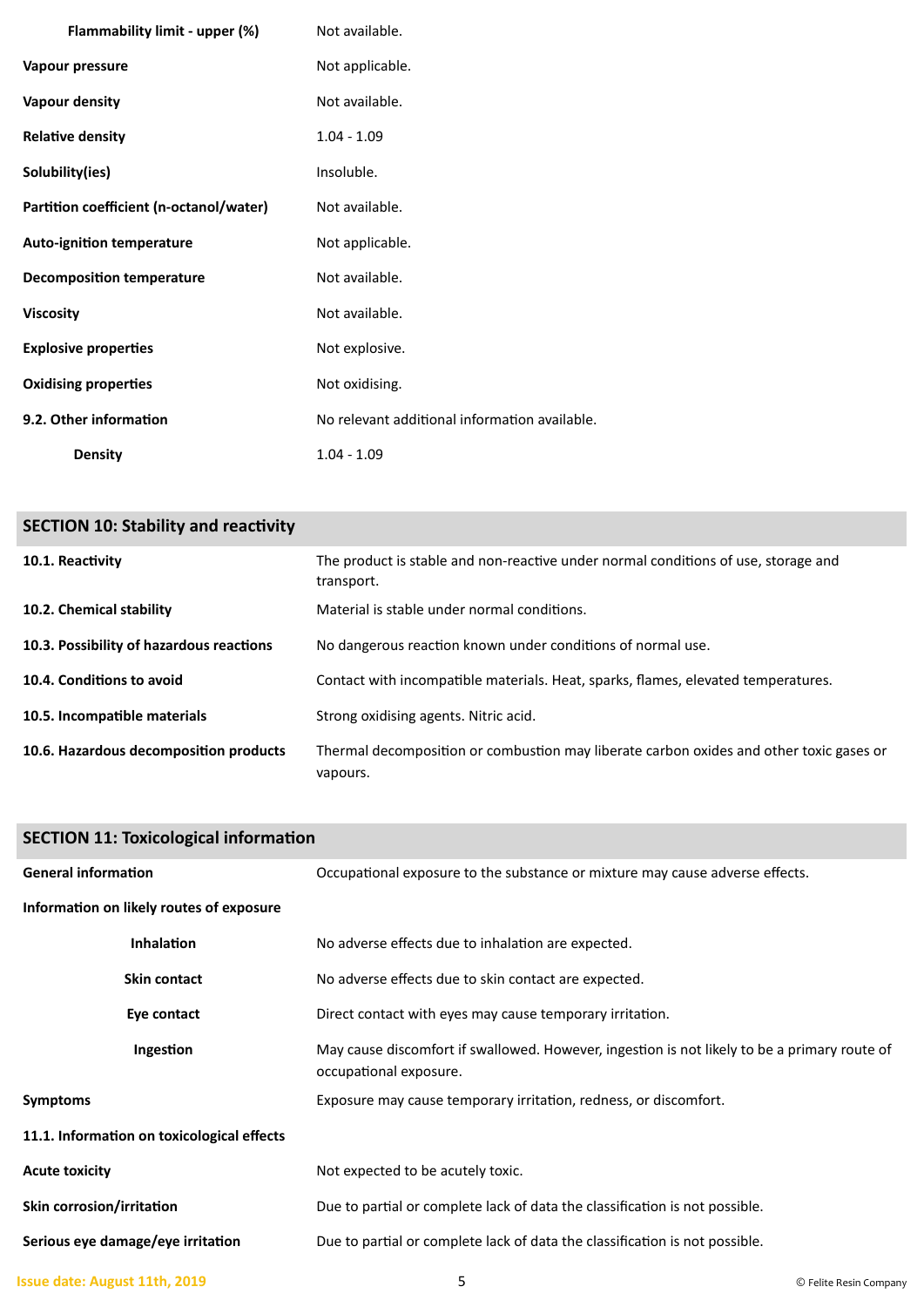| | |
|---|---|
| **Flammability limit - upper (%)** | Not available. |
| **Vapour pressure** | Not applicable. |
| **Vapour density** | Not available. |
| **Relative density** | 1.04 - 1.09 |
| **Solubility(ies)** | Insoluble. |
| **Partition coefficient (n-octanol/water)** | Not available. |
| **Auto-ignition temperature** | Not applicable. |
| **Decomposition temperature** | Not available. |
| **Viscosity** | Not available. |
| **Explosive properties** | Not explosive. |
| **Oxidising properties** | Not oxidising. |
| **9.2. Other information** | No relevant additional information available. |
| **Density** | 1.04 - 1.09 |

## SECTION 10: Stability and reactivity

| | |
|---|---|
| **10.1. Reactivity** | The product is stable and non-reactive under normal conditions of use, storage and transport. |
| **10.2. Chemical stability** | Material is stable under normal conditions. |
| **10.3. Possibility of hazardous reactions** | No dangerous reaction known under conditions of normal use. |
| **10.4. Conditions to avoid** | Contact with incompatible materials. Heat, sparks, flames, elevated temperatures. |
| **10.5. Incompatible materials** | Strong oxidising agents. Nitric acid. |
| **10.6. Hazardous decomposition products** | Thermal decomposition or combustion may liberate carbon oxides and other toxic gases or vapours. |

## SECTION 11: Toxicological information

| | |
|---|---|
| **General information** | Occupational exposure to the substance or mixture may cause adverse effects. |
| **Information on likely routes of exposure** | |
| **Inhalation** | No adverse effects due to inhalation are expected. |
| **Skin contact** | No adverse effects due to skin contact are expected. |
| **Eye contact** | Direct contact with eyes may cause temporary irritation. |
| **Ingestion** | May cause discomfort if swallowed. However, ingestion is not likely to be a primary route of occupational exposure. |
| **Symptoms** | Exposure may cause temporary irritation, redness, or discomfort. |
| **11.1. Information on toxicological effects** | |
| **Acute toxicity** | Not expected to be acutely toxic. |
| **Skin corrosion/irritation** | Due to partial or complete lack of data the classification is not possible. |
| **Serious eye damage/eye irritation** | Due to partial or complete lack of data the classification is not possible. |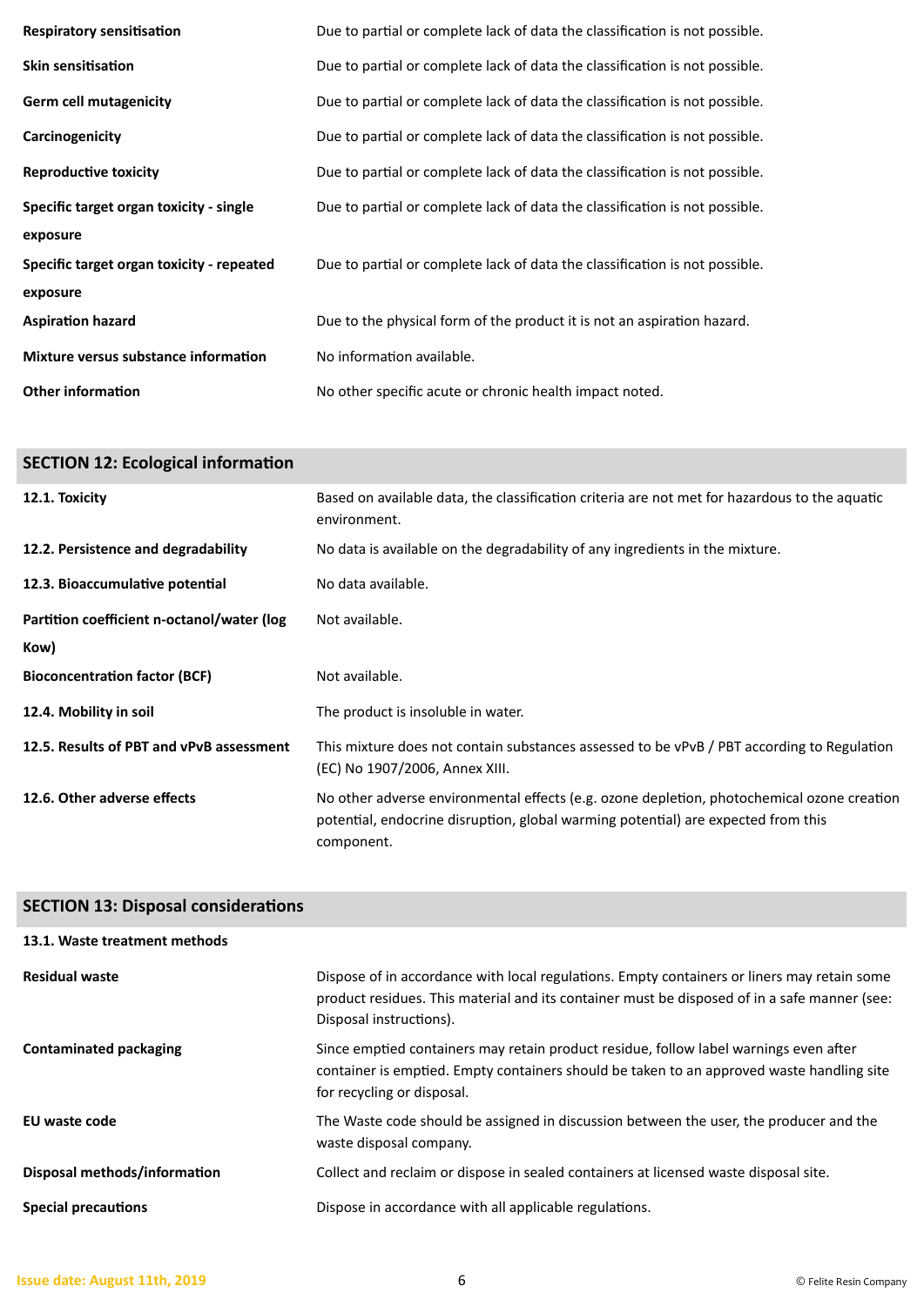| | |
|---|---|
| **Respiratory sensitisation** | Due to partial or complete lack of data the classification is not possible. |
| **Skin sensitisation** | Due to partial or complete lack of data the classification is not possible. |
| **Germ cell mutagenicity** | Due to partial or complete lack of data the classification is not possible. |
| **Carcinogenicity** | Due to partial or complete lack of data the classification is not possible. |
| **Reproductive toxicity** | Due to partial or complete lack of data the classification is not possible. |
| **Specific target organ toxicity - single exposure** | Due to partial or complete lack of data the classification is not possible. |
| **Specific target organ toxicity - repeated exposure** | Due to partial or complete lack of data the classification is not possible. |
| **Aspiration hazard** | Due to the physical form of the product it is not an aspiration hazard. |
| **Mixture versus substance information** | No information available. |
| **Other information** | No other specific acute or chronic health impact noted. |

## SECTION 12: Ecological information

| | |
|---|---|
| **12.1. Toxicity** | Based on available data, the classification criteria are not met for hazardous to the aquatic environment. |
| **12.2. Persistence and degradability** | No data is available on the degradability of any ingredients in the mixture. |
| **12.3. Bioaccumulative potential** | No data available. |
| **Partition coefficient n-octanol/water (log Kow)** | Not available. |
| **Bioconcentration factor (BCF)** | Not available. |
| **12.4. Mobility in soil** | The product is insoluble in water. |
| **12.5. Results of PBT and vPvB assessment** | This mixture does not contain substances assessed to be vPvB / PBT according to Regulation (EC) No 1907/2006, Annex XIII. |
| **12.6. Other adverse effects** | No other adverse environmental effects (e.g. ozone depletion, photochemical ozone creation potential, endocrine disruption, global warming potential) are expected from this component. |

## SECTION 13: Disposal considerations

**13.1. Waste treatment methods**

| | |
|---|---|
| **Residual waste** | Dispose of in accordance with local regulations. Empty containers or liners may retain some product residues. This material and its container must be disposed of in a safe manner (see: Disposal instructions). |
| **Contaminated packaging** | Since emptied containers may retain product residue, follow label warnings even after container is emptied. Empty containers should be taken to an approved waste handling site for recycling or disposal. |
| **EU waste code** | The Waste code should be assigned in discussion between the user, the producer and the waste disposal company. |
| **Disposal methods/information** | Collect and reclaim or dispose in sealed containers at licensed waste disposal site. |
| **Special precautions** | Dispose in accordance with all applicable regulations. |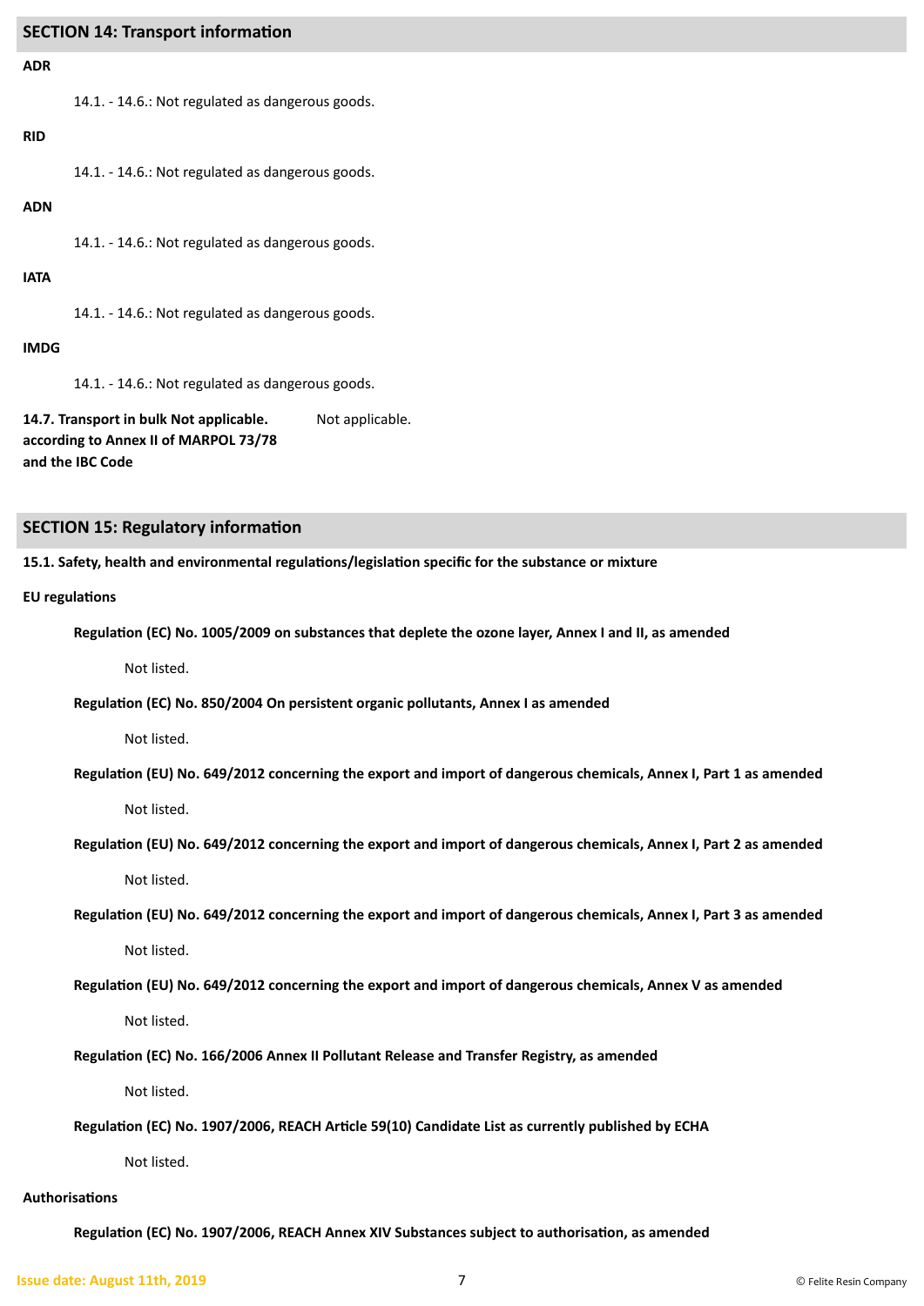## SECTION 14: Transport information

**ADR**

14.1. - 14.6.: Not regulated as dangerous goods.

**RID**

14.1. - 14.6.: Not regulated as dangerous goods.

**ADN**

14.1. - 14.6.: Not regulated as dangerous goods.

**IATA**

14.1. - 14.6.: Not regulated as dangerous goods.

**IMDG**

14.1. - 14.6.: Not regulated as dangerous goods.

**14.7. Transport in bulk Not applicable. according to Annex II of MARPOL 73/78 and the IBC Code** Not applicable.

## SECTION 15: Regulatory information

**15.1. Safety, health and environmental regulations/legislation specific for the substance or mixture**

**EU regulations**

**Regulation (EC) No. 1005/2009 on substances that deplete the ozone layer, Annex I and II, as amended**

Not listed.

**Regulation (EC) No. 850/2004 On persistent organic pollutants, Annex I as amended**

Not listed.

**Regulation (EU) No. 649/2012 concerning the export and import of dangerous chemicals, Annex I, Part 1 as amended**

Not listed.

**Regulation (EU) No. 649/2012 concerning the export and import of dangerous chemicals, Annex I, Part 2 as amended**

Not listed.

**Regulation (EU) No. 649/2012 concerning the export and import of dangerous chemicals, Annex I, Part 3 as amended**

Not listed.

**Regulation (EU) No. 649/2012 concerning the export and import of dangerous chemicals, Annex V as amended**

Not listed.

**Regulation (EC) No. 166/2006 Annex II Pollutant Release and Transfer Registry, as amended**

Not listed.

**Regulation (EC) No. 1907/2006, REACH Article 59(10) Candidate List as currently published by ECHA**

Not listed.

**Authorisations**

**Regulation (EC) No. 1907/2006, REACH Annex XIV Substances subject to authorisation, as amended**

Issue date: August 11th, 2019

© Felite Resin Company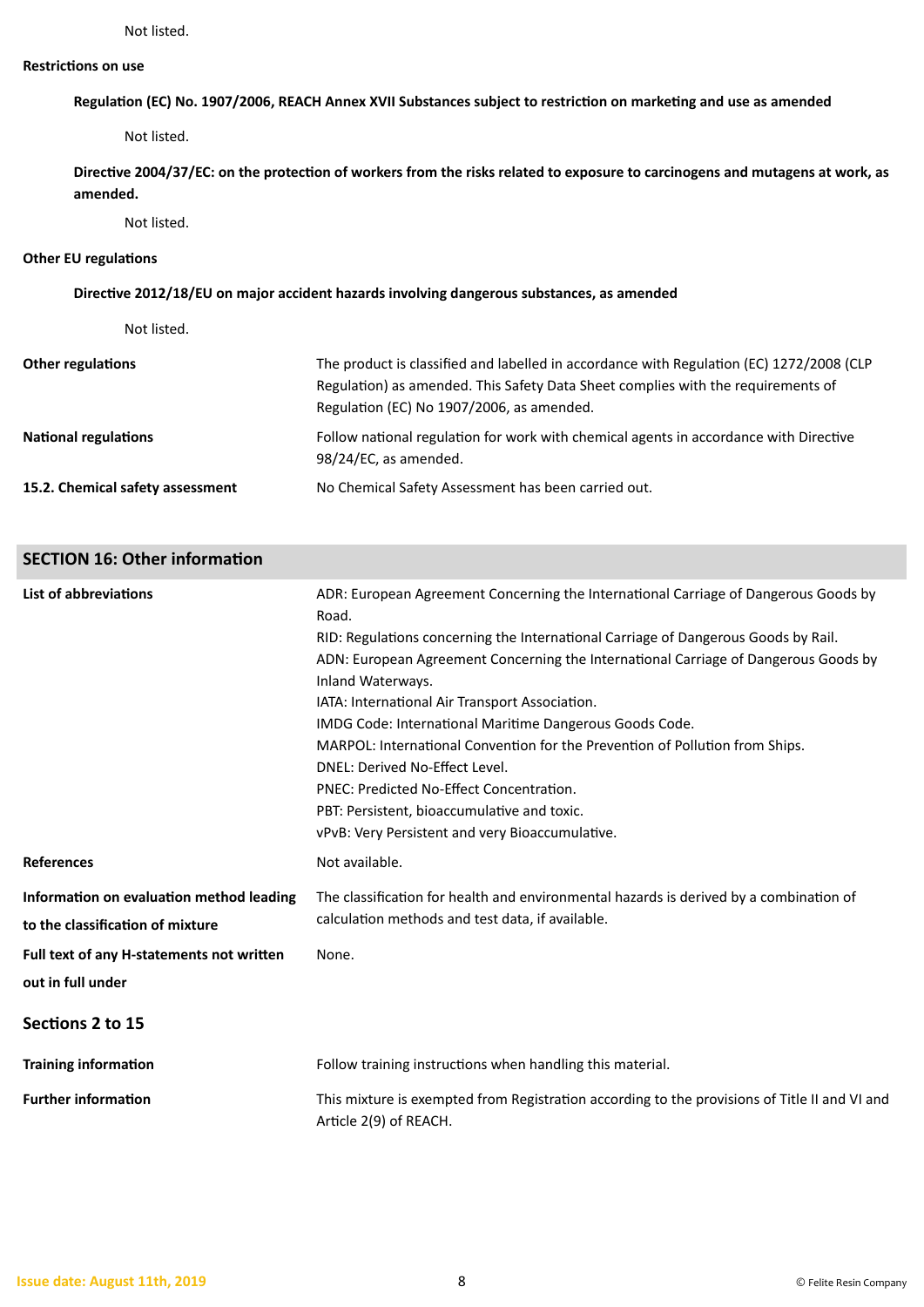Not listed.

**Restrictions on use**

**Regulation (EC) No. 1907/2006, REACH Annex XVII Substances subject to restriction on marketing and use as amended**

Not listed.

**Directive 2004/37/EC: on the protection of workers from the risks related to exposure to carcinogens and mutagens at work, as amended.**

Not listed.

**Other EU regulations**

**Directive 2012/18/EU on major accident hazards involving dangerous substances, as amended**

Not listed.

| | |
|---|---|
| **Other regulations** | The product is classified and labelled in accordance with Regulation (EC) 1272/2008 (CLP Regulation) as amended. This Safety Data Sheet complies with the requirements of Regulation (EC) No 1907/2006, as amended. |
| **National regulations** | Follow national regulation for work with chemical agents in accordance with Directive 98/24/EC, as amended. |
| **15.2. Chemical safety assessment** | No Chemical Safety Assessment has been carried out. |

## SECTION 16: Other information

| | |
|---|---|
| **List of abbreviations** | ADR: European Agreement Concerning the International Carriage of Dangerous Goods by Road.<br>RID: Regulations concerning the International Carriage of Dangerous Goods by Rail.<br>ADN: European Agreement Concerning the International Carriage of Dangerous Goods by Inland Waterways.<br>IATA: International Air Transport Association.<br>IMDG Code: International Maritime Dangerous Goods Code.<br>MARPOL: International Convention for the Prevention of Pollution from Ships.<br>DNEL: Derived No-Effect Level.<br>PNEC: Predicted No-Effect Concentration.<br>PBT: Persistent, bioaccumulative and toxic.<br>vPvB: Very Persistent and very Bioaccumulative. |
| **References** | Not available. |
| **Information on evaluation method leading to the classification of mixture** | The classification for health and environmental hazards is derived by a combination of calculation methods and test data, if available. |
| **Full text of any H-statements not written out in full under Sections 2 to 15** | None. |
| **Training information** | Follow training instructions when handling this material. |
| **Further information** | This mixture is exempted from Registration according to the provisions of Title II and VI and Article 2(9) of REACH. |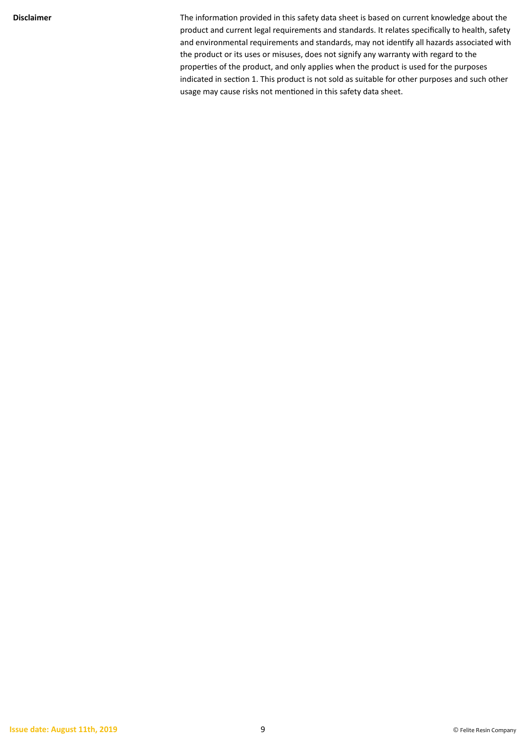**Disclaimer**

The information provided in this safety data sheet is based on current knowledge about the product and current legal requirements and standards. It relates specifically to health, safety and environmental requirements and standards, may not identify all hazards associated with the product or its uses or misuses, does not signify any warranty with regard to the properties of the product, and only applies when the product is used for the purposes indicated in section 1. This product is not sold as suitable for other purposes and such other usage may cause risks not mentioned in this safety data sheet.